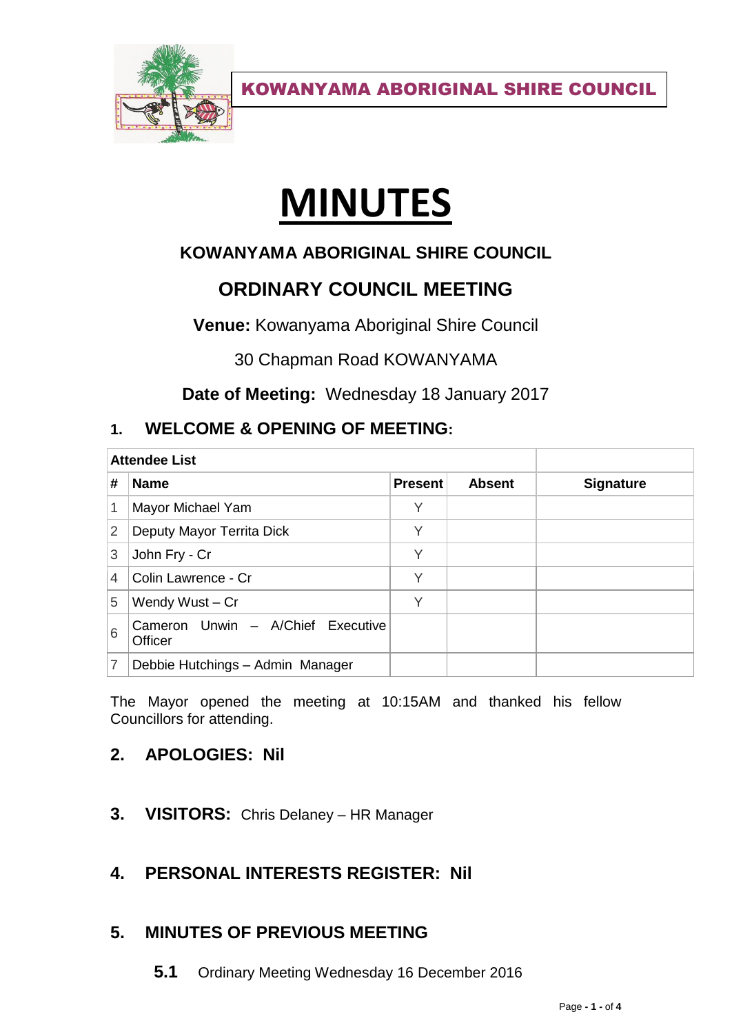**KOWANYAMA ABORIGINAL SHIRE COUNCIL**

# MINUTES

## KOWANYAMA ABORIGINAL SHIRE COUNCIL

## ORDINARY COUNCIL MEETING

**Venue:** Kowanyama Aboriginal Shire Council

30 Chapman Road KOWANYAMA

**Date of Meeting:** Wednesday 18 January 2017

## 1. WELCOME & OPENING OF MEETING:

| Attendee List | | | | |
|---|---|---|---|---|
| **#** | **Name** | **Present** | **Absent** | **Signature** |
| 1 | Mayor Michael Yam | Y | | |
| 2 | Deputy Mayor Territa Dick | Y | | |
| 3 | John Fry - Cr | Y | | |
| 4 | Colin Lawrence - Cr | Y | | |
| 5 | Wendy Wust – Cr | Y | | |
| 6 | Cameron Unwin – A/Chief Executive Officer | | | |
| 7 | Debbie Hutchings – Admin Manager | | | |

The Mayor opened the meeting at 10:15AM and thanked his fellow Councillors for attending.

## 2. APOLOGIES: Nil

## 3. VISITORS: Chris Delaney – HR Manager

## 4. PERSONAL INTERESTS REGISTER: Nil

## 5. MINUTES OF PREVIOUS MEETING

**5.1** Ordinary Meeting Wednesday 16 December 2016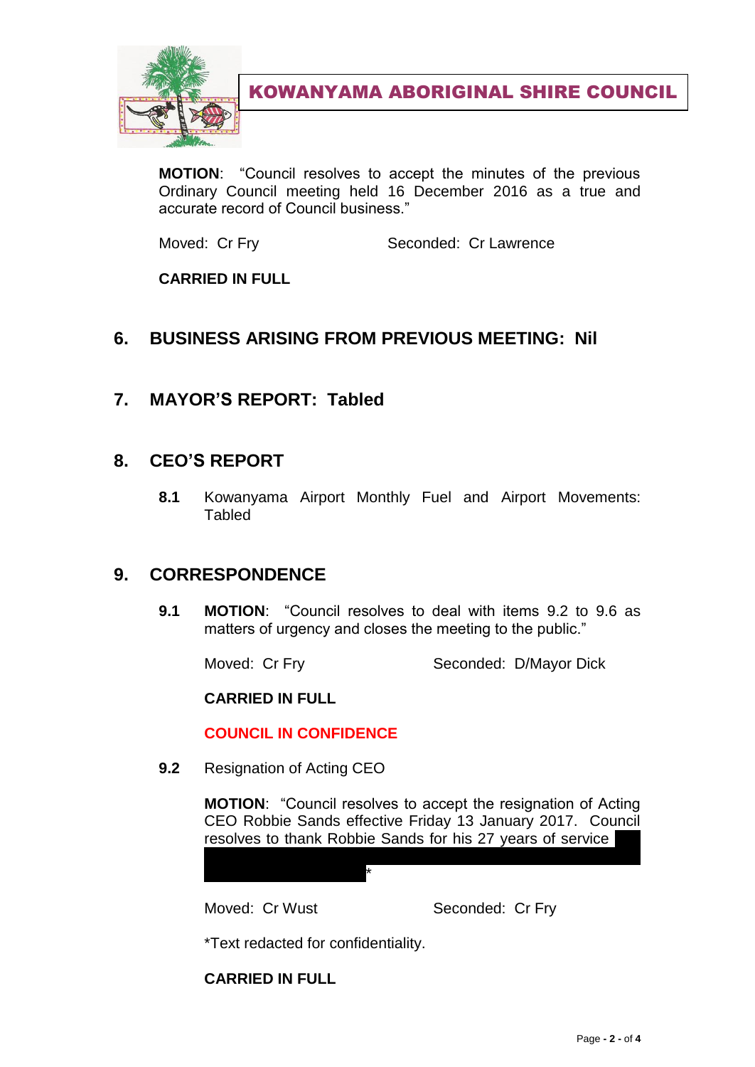**MOTION**: "Council resolves to accept the minutes of the previous Ordinary Council meeting held 16 December 2016 as a true and accurate record of Council business."

Moved: Cr Fry Seconded: Cr Lawrence

**CARRIED IN FULL**

## 6. BUSINESS ARISING FROM PREVIOUS MEETING: Nil

## 7. MAYOR'S REPORT: Tabled

## 8. CEO'S REPORT

**8.1** Kowanyama Airport Monthly Fuel and Airport Movements: Tabled

## 9. CORRESPONDENCE

**9.1** **MOTION**: "Council resolves to deal with items 9.2 to 9.6 as matters of urgency and closes the meeting to the public."

Moved: Cr Fry Seconded: D/Mayor Dick

**CARRIED IN FULL**

**COUNCIL IN CONFIDENCE**

**9.2** Resignation of Acting CEO

**MOTION**: "Council resolves to accept the resignation of Acting CEO Robbie Sands effective Friday 13 January 2017. Council resolves to thank Robbie Sands for his 27 years of service *

Moved: Cr Wust Seconded: Cr Fry

*Text redacted for confidentiality.

**CARRIED IN FULL**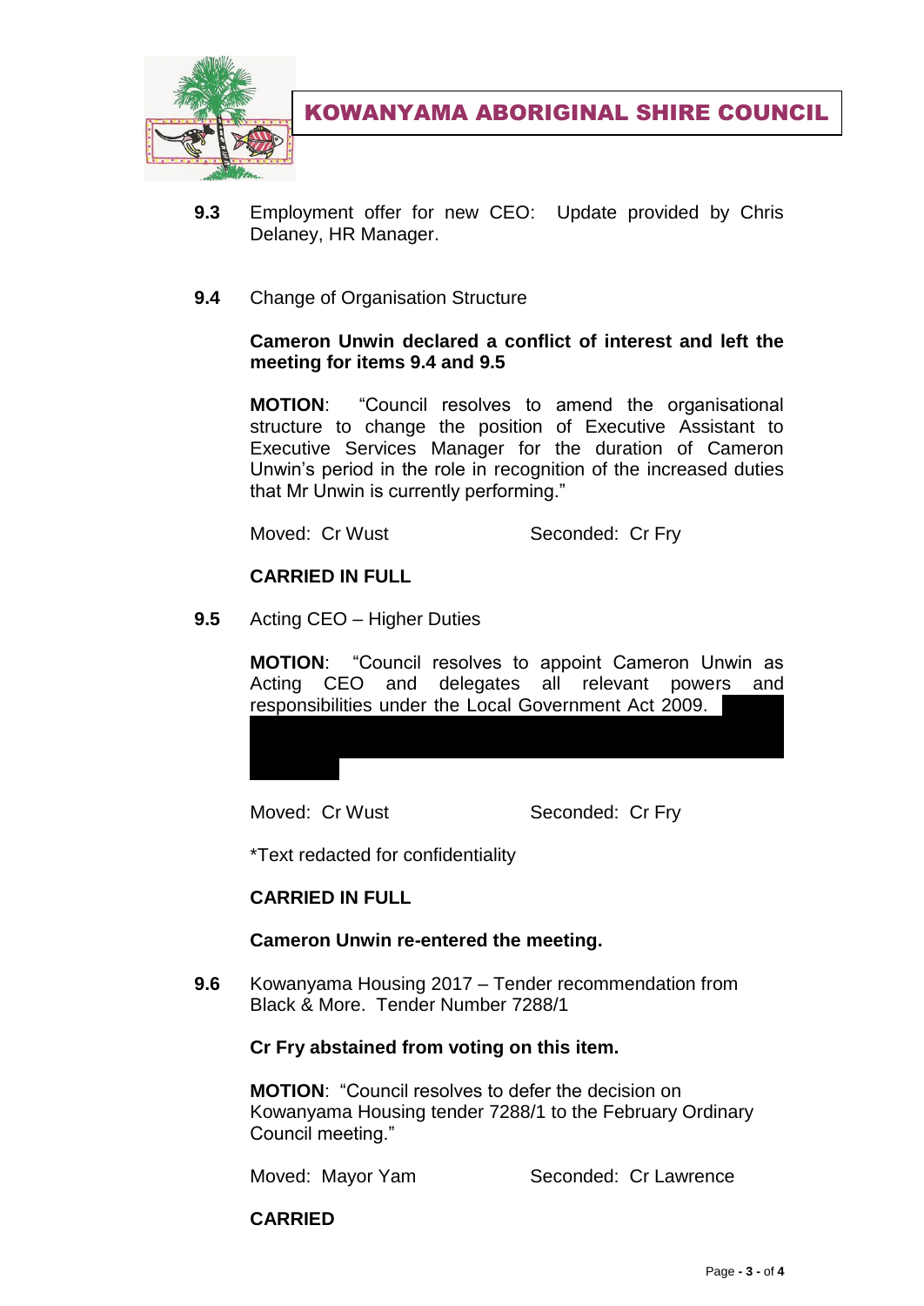# KOWANYAMA ABORIGINAL SHIRE COUNCIL

**9.3** Employment offer for new CEO: Update provided by Chris Delaney, HR Manager.

**9.4** Change of Organisation Structure

**Cameron Unwin declared a conflict of interest and left the meeting for items 9.4 and 9.5**

**MOTION**: "Council resolves to amend the organisational structure to change the position of Executive Assistant to Executive Services Manager for the duration of Cameron Unwin's period in the role in recognition of the increased duties that Mr Unwin is currently performing."

Moved: Cr Wust Seconded: Cr Fry

**CARRIED IN FULL**

**9.5** Acting CEO – Higher Duties

**MOTION**: "Council resolves to appoint Cameron Unwin as Acting CEO and delegates all relevant powers and responsibilities under the Local Government Act 2009.

Moved: Cr Wust Seconded: Cr Fry

*Text redacted for confidentiality

**CARRIED IN FULL**

**Cameron Unwin re-entered the meeting.**

**9.6** Kowanyama Housing 2017 – Tender recommendation from Black & More. Tender Number 7288/1

**Cr Fry abstained from voting on this item.**

**MOTION**: "Council resolves to defer the decision on Kowanyama Housing tender 7288/1 to the February Ordinary Council meeting."

Moved: Mayor Yam Seconded: Cr Lawrence

**CARRIED**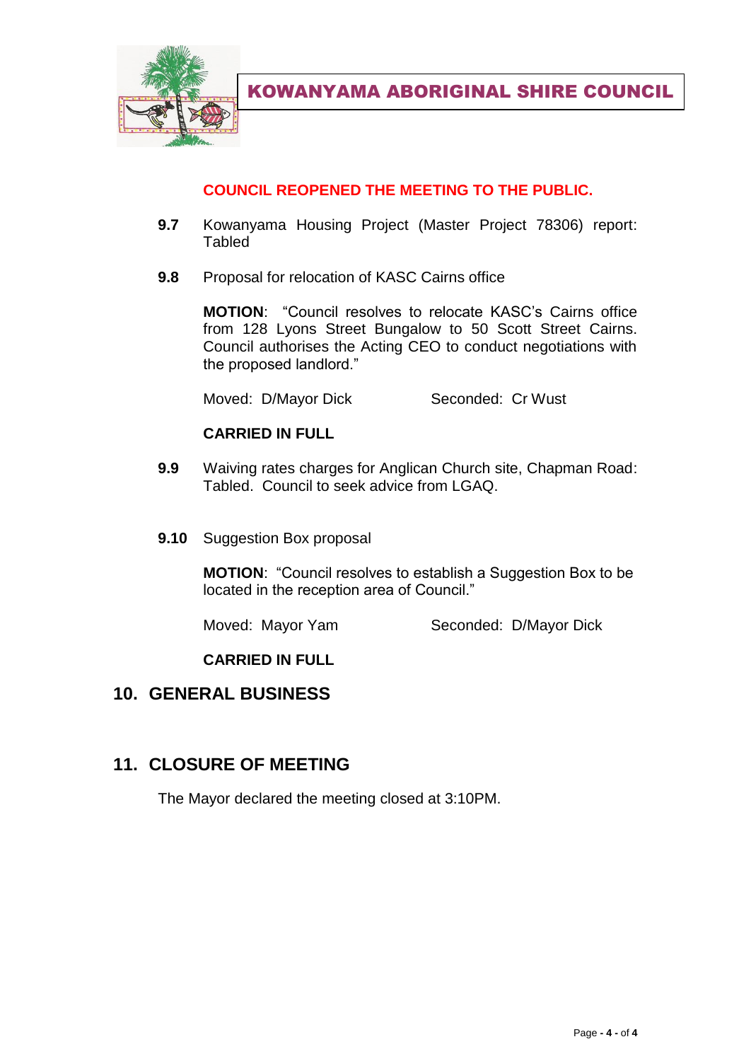**COUNCIL REOPENED THE MEETING TO THE PUBLIC.**

**9.7** Kowanyama Housing Project (Master Project 78306) report: Tabled

**9.8** Proposal for relocation of KASC Cairns office

**MOTION**: "Council resolves to relocate KASC's Cairns office from 128 Lyons Street Bungalow to 50 Scott Street Cairns. Council authorises the Acting CEO to conduct negotiations with the proposed landlord."

Moved: D/Mayor Dick    Seconded: Cr Wust

**CARRIED IN FULL**

**9.9** Waiving rates charges for Anglican Church site, Chapman Road: Tabled. Council to seek advice from LGAQ.

**9.10** Suggestion Box proposal

**MOTION**: "Council resolves to establish a Suggestion Box to be located in the reception area of Council."

Moved: Mayor Yam    Seconded: D/Mayor Dick

**CARRIED IN FULL**

## 10. GENERAL BUSINESS

## 11. CLOSURE OF MEETING

The Mayor declared the meeting closed at 3:10PM.